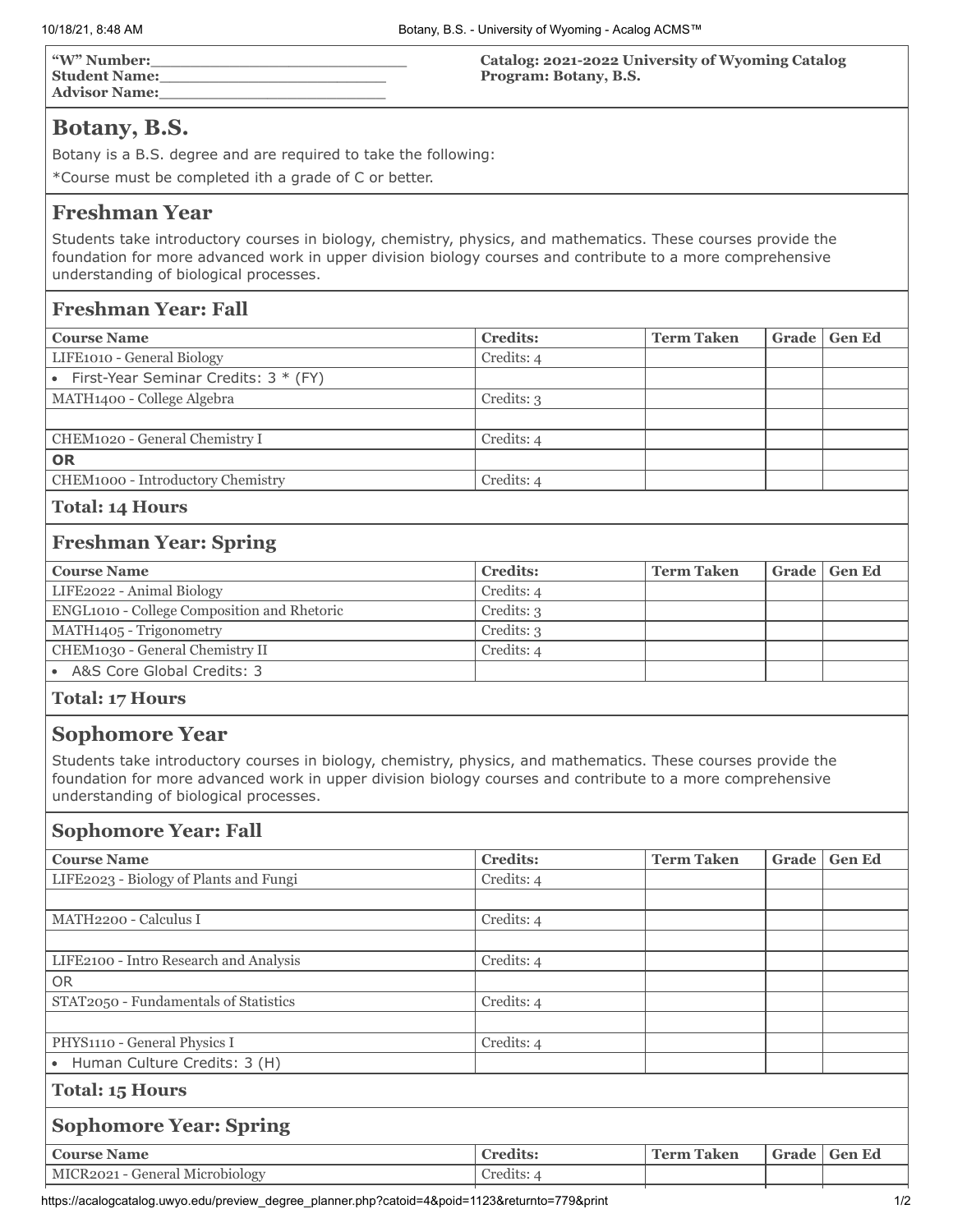**"W" Number:**\_\_\_\_\_\_\_\_\_\_\_\_\_\_\_\_\_\_\_\_\_\_\_\_
**Student Name:**\_\_\_\_\_\_\_\_\_\_\_\_\_\_\_\_\_\_\_\_\_\_
**Advisor Name:**\_\_\_\_\_\_\_\_\_\_\_\_\_\_\_\_\_\_\_\_\_\_

**Catalog: 2021-2022 University of Wyoming Catalog**
**Program: Botany, B.S.**

# Botany, B.S.

Botany is a B.S. degree and are required to take the following:

*Course must be completed ith a grade of C or better.

## Freshman Year

Students take introductory courses in biology, chemistry, physics, and mathematics. These courses provide the foundation for more advanced work in upper division biology courses and contribute to a more comprehensive understanding of biological processes.

### Freshman Year: Fall

| Course Name | Credits: | Term Taken | Grade | Gen Ed |
|---|---|---|---|---|
| LIFE1010 - General Biology | Credits: 4 | | | |
| • First-Year Seminar Credits: 3 * (FY) | | | | |
| MATH1400 - College Algebra | Credits: 3 | | | |
| | | | | |
| CHEM1020 - General Chemistry I | Credits: 4 | | | |
| **OR** | | | | |
| CHEM1000 - Introductory Chemistry | Credits: 4 | | | |

**Total: 14 Hours**

### Freshman Year: Spring

| Course Name | Credits: | Term Taken | Grade | Gen Ed |
|---|---|---|---|---|
| LIFE2022 - Animal Biology | Credits: 4 | | | |
| ENGL1010 - College Composition and Rhetoric | Credits: 3 | | | |
| MATH1405 - Trigonometry | Credits: 3 | | | |
| CHEM1030 - General Chemistry II | Credits: 4 | | | |
| • A&S Core Global Credits: 3 | | | | |

**Total: 17 Hours**

## Sophomore Year

Students take introductory courses in biology, chemistry, physics, and mathematics. These courses provide the foundation for more advanced work in upper division biology courses and contribute to a more comprehensive understanding of biological processes.

### Sophomore Year: Fall

| Course Name | Credits: | Term Taken | Grade | Gen Ed |
|---|---|---|---|---|
| LIFE2023 - Biology of Plants and Fungi | Credits: 4 | | | |
| | | | | |
| MATH2200 - Calculus I | Credits: 4 | | | |
| | | | | |
| LIFE2100 - Intro Research and Analysis | Credits: 4 | | | |
| OR | | | | |
| STAT2050 - Fundamentals of Statistics | Credits: 4 | | | |
| | | | | |
| PHYS1110 - General Physics I | Credits: 4 | | | |
| • Human Culture Credits: 3 (H) | | | | |

**Total: 15 Hours**

### Sophomore Year: Spring

| Course Name | Credits: | Term Taken | Grade | Gen Ed |
|---|---|---|---|---|
| MICR2021 - General Microbiology | Credits: 4 | | | |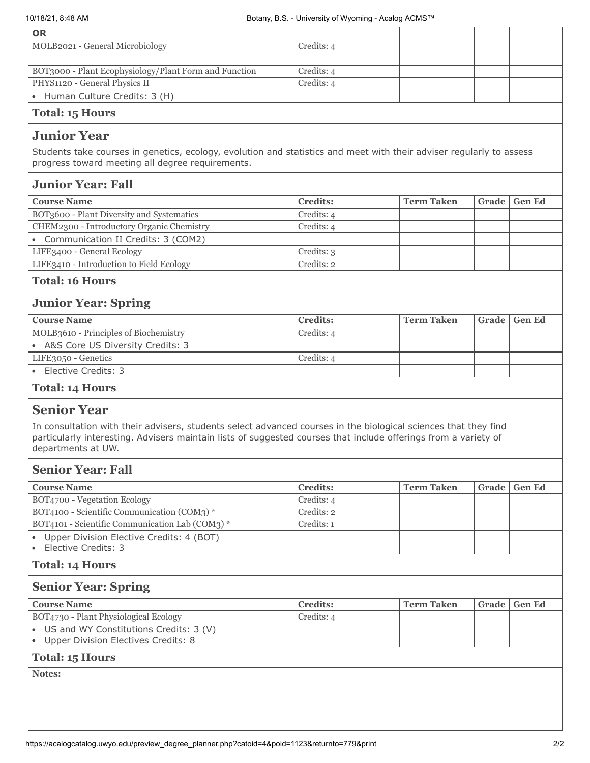| | | | | |
|---|---|---|---|---|
| **OR** | | | | |
| MOLB2021 - General Microbiology | Credits: 4 | | | |
| | | | | |
| BOT3000 - Plant Ecophysiology/Plant Form and Function | Credits: 4 | | | |
| PHYS1120 - General Physics II | Credits: 4 | | | |
| • Human Culture Credits: 3 (H) | | | | |

**Total: 15 Hours**

## Junior Year

Students take courses in genetics, ecology, evolution and statistics and meet with their adviser regularly to assess progress toward meeting all degree requirements.

### Junior Year: Fall

| Course Name | Credits: | Term Taken | Grade | Gen Ed |
|---|---|---|---|---|
| BOT3600 - Plant Diversity and Systematics | Credits: 4 | | | |
| CHEM2300 - Introductory Organic Chemistry | Credits: 4 | | | |
| • Communication II Credits: 3 (COM2) | | | | |
| LIFE3400 - General Ecology | Credits: 3 | | | |
| LIFE3410 - Introduction to Field Ecology | Credits: 2 | | | |

**Total: 16 Hours**

### Junior Year: Spring

| Course Name | Credits: | Term Taken | Grade | Gen Ed |
|---|---|---|---|---|
| MOLB3610 - Principles of Biochemistry | Credits: 4 | | | |
| • A&S Core US Diversity Credits: 3 | | | | |
| LIFE3050 - Genetics | Credits: 4 | | | |
| • Elective Credits: 3 | | | | |

**Total: 14 Hours**

## Senior Year

In consultation with their advisers, students select advanced courses in the biological sciences that they find particularly interesting. Advisers maintain lists of suggested courses that include offerings from a variety of departments at UW.

### Senior Year: Fall

| Course Name | Credits: | Term Taken | Grade | Gen Ed |
|---|---|---|---|---|
| BOT4700 - Vegetation Ecology | Credits: 4 | | | |
| BOT4100 - Scientific Communication (COM3) * | Credits: 2 | | | |
| BOT4101 - Scientific Communication Lab (COM3) * | Credits: 1 | | | |
| • Upper Division Elective Credits: 4 (BOT)<br>• Elective Credits: 3 | | | | |

**Total: 14 Hours**

### Senior Year: Spring

| Course Name | Credits: | Term Taken | Grade | Gen Ed |
|---|---|---|---|---|
| BOT4730 - Plant Physiological Ecology | Credits: 4 | | | |
| • US and WY Constitutions Credits: 3 (V)<br>• Upper Division Electives Credits: 8 | | | | |

**Total: 15 Hours**

**Notes:**